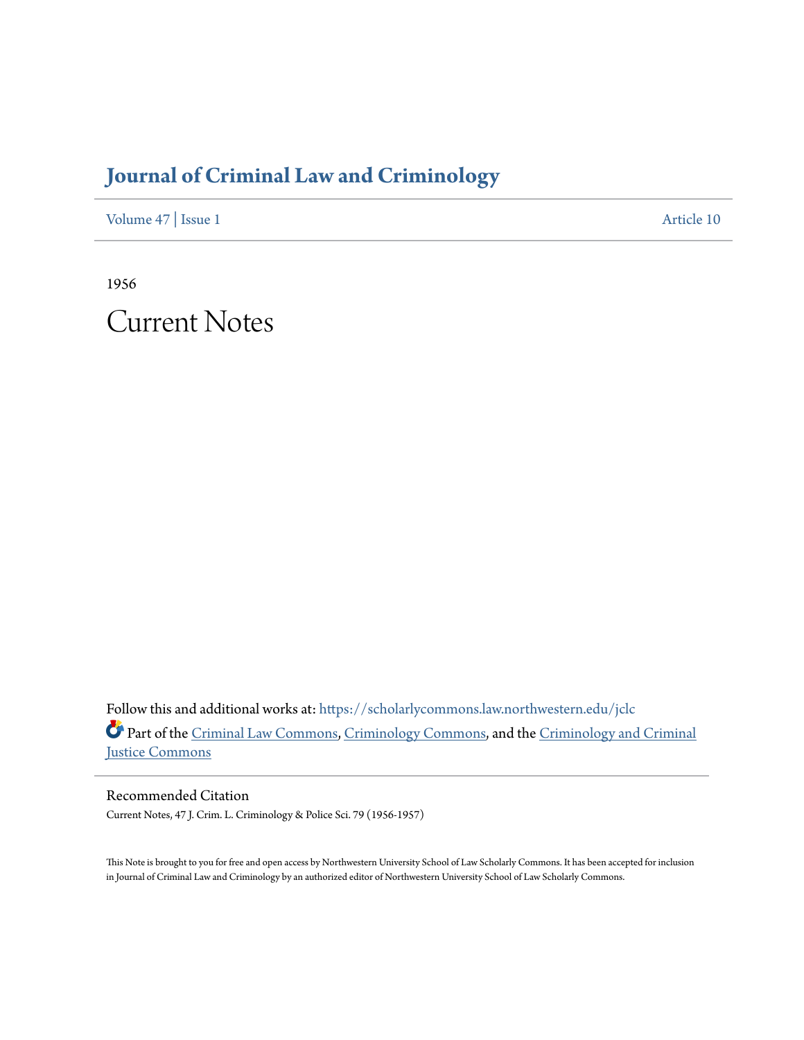# Journal of Criminal Law and Criminology

Volume 47 | Issue 1 Article 10

1956

# Current Notes

Follow this and additional works at: https://scholarlycommons.law.northwestern.edu/jclc

Part of the Criminal Law Commons, Criminology Commons, and the Criminology and Criminal Justice Commons

## Recommended Citation

Current Notes, 47 J. Crim. L. Criminology & Police Sci. 79 (1956-1957)

This Note is brought to you for free and open access by Northwestern University School of Law Scholarly Commons. It has been accepted for inclusion in Journal of Criminal Law and Criminology by an authorized editor of Northwestern University School of Law Scholarly Commons.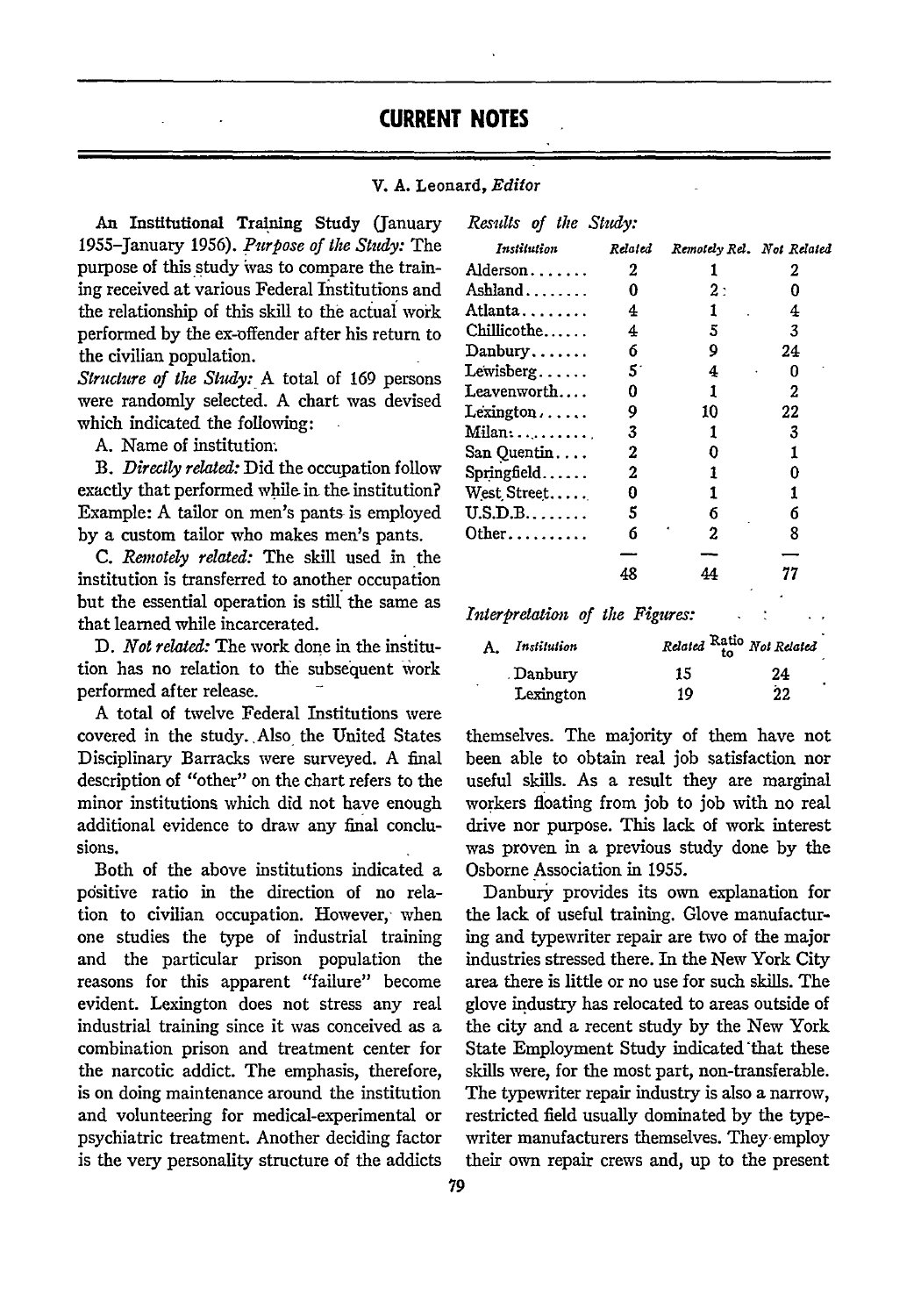## CURRENT NOTES

V. A. Leonard, *Editor*

**An Institutional Training Study** (January 1955–January 1956). *Purpose of the Study:* The purpose of this study was to compare the training received at various Federal Institutions and the relationship of this skill to the actual work performed by the ex-offender after his return to the civilian population.

*Structure of the Study:* A total of 169 persons were randomly selected. A chart was devised which indicated the following:

A. Name of institution.

B. *Directly related:* Did the occupation follow exactly that performed while in the institution? Example: A tailor on men's pants is employed by a custom tailor who makes men's pants.

C. *Remotely related:* The skill used in the institution is transferred to another occupation but the essential operation is still the same as that learned while incarcerated.

D. *Not related:* The work done in the institution has no relation to the subsequent work performed after release.

A total of twelve Federal Institutions were covered in the study. Also the United States Disciplinary Barracks were surveyed. A final description of "other" on the chart refers to the minor institutions which did not have enough additional evidence to draw any final conclusions.

*Results of the Study:*

| Institution | Related | Remotely Rel. | Not Related |
|---|---|---|---|
| Alderson | 2 | 1 | 2 |
| Ashland | 0 | 2 | 0 |
| Atlanta | 4 | 1 | 4 |
| Chillicothe | 4 | 5 | 3 |
| Danbury | 6 | 9 | 24 |
| Lewisberg | 5 | 4 | 0 |
| Leavenworth | 0 | 1 | 2 |
| Lexington | 9 | 10 | 22 |
| Milan | 3 | 1 | 3 |
| San Quentin | 2 | 0 | 1 |
| Springfield | 2 | 1 | 0 |
| West Street | 0 | 1 | 1 |
| U.S.D.B. | 5 | 6 | 6 |
| Other | 6 | 2 | 8 |
| | 48 | 44 | 77 |

*Interpretation of the Figures:*

| A. Institution | Related | Ratio to | Not Related |
|---|---|---|---|
| Danbury | 15 | | 24 |
| Lexington | 19 | | 22 |

Both of the above institutions indicated a positive ratio in the direction of no relation to civilian occupation. However, when one studies the type of industrial training and the particular prison population the reasons for this apparent "failure" become evident. Lexington does not stress any real industrial training since it was conceived as a combination prison and treatment center for the narcotic addict. The emphasis, therefore, is on doing maintenance around the institution and volunteering for medical-experimental or psychiatric treatment. Another deciding factor is the very personality structure of the addicts themselves. The majority of them have not been able to obtain real job satisfaction nor useful skills. As a result they are marginal workers floating from job to job with no real drive nor purpose. This lack of work interest was proven in a previous study done by the Osborne Association in 1955.

Danbury provides its own explanation for the lack of useful training. Glove manufacturing and typewriter repair are two of the major industries stressed there. In the New York City area there is little or no use for such skills. The glove industry has relocated to areas outside of the city and a recent study by the New York State Employment Study indicated that these skills were, for the most part, non-transferable. The typewriter repair industry is also a narrow, restricted field usually dominated by the typewriter manufacturers themselves. They employ their own repair crews and, up to the present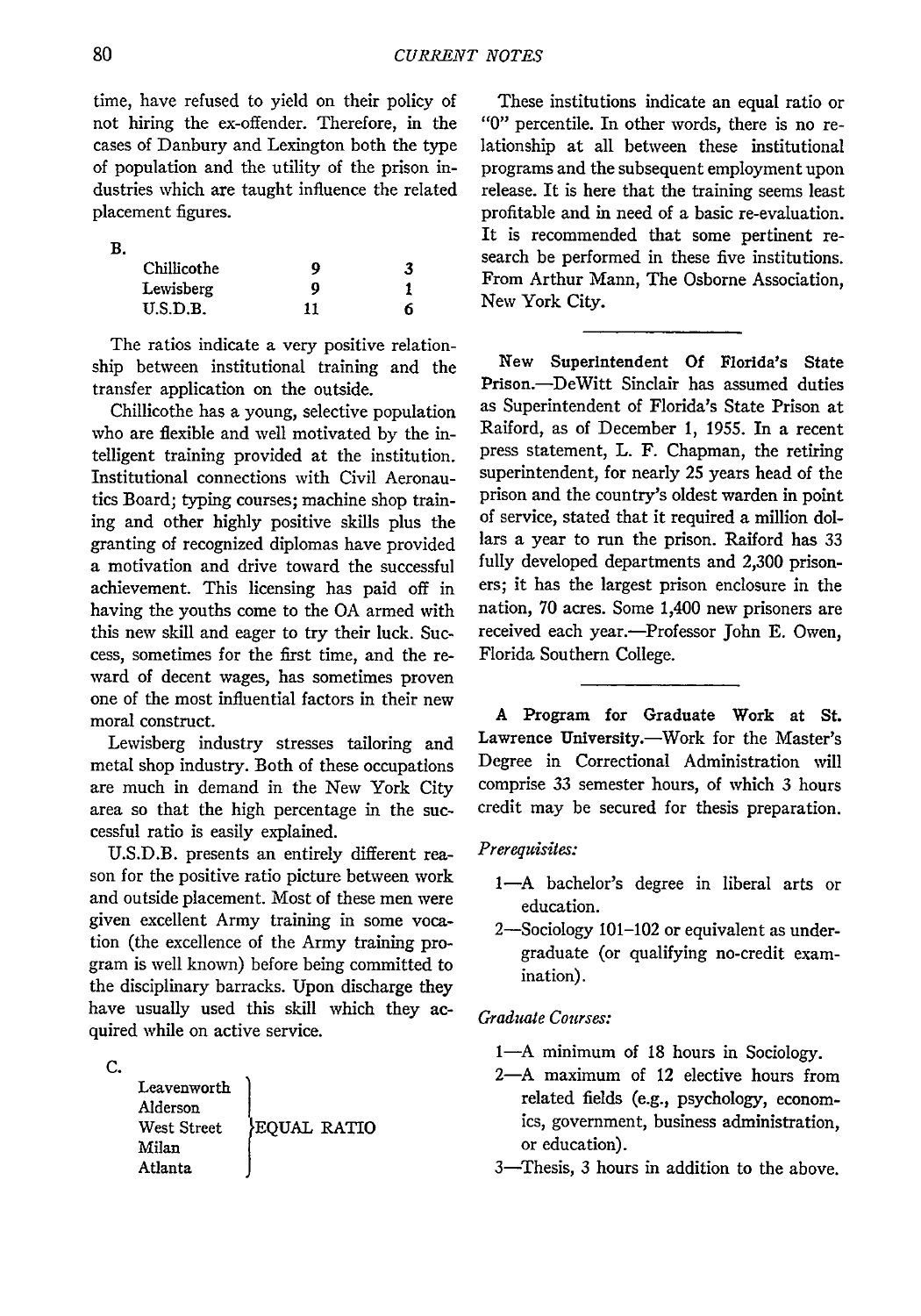time, have refused to yield on their policy of not hiring the ex-offender. Therefore, in the cases of Danbury and Lexington both the type of population and the utility of the prison industries which are taught influence the related placement figures.

B.

| | | |
|---|---|---|
| Chillicothe | 9 | 3 |
| Lewisberg | 9 | 1 |
| U.S.D.B. | 11 | 6 |

The ratios indicate a very positive relationship between institutional training and the transfer application on the outside.

Chillicothe has a young, selective population who are flexible and well motivated by the intelligent training provided at the institution. Institutional connections with Civil Aeronautics Board; typing courses; machine shop training and other highly positive skills plus the granting of recognized diplomas have provided a motivation and drive toward the successful achievement. This licensing has paid off in having the youths come to the OA armed with this new skill and eager to try their luck. Success, sometimes for the first time, and the reward of decent wages, has sometimes proven one of the most influential factors in their new moral construct.

Lewisberg industry stresses tailoring and metal shop industry. Both of these occupations are much in demand in the New York City area so that the high percentage in the successful ratio is easily explained.

U.S.D.B. presents an entirely different reason for the positive ratio picture between work and outside placement. Most of these men were given excellent Army training in some vocation (the excellence of the Army training program is well known) before being committed to the disciplinary barracks. Upon discharge they have usually used this skill which they acquired while on active service.

C.

Leavenworth
Alderson
West Street
Milan
Atlanta

} EQUAL RATIO

These institutions indicate an equal ratio or "0" percentile. In other words, there is no relationship at all between these institutional programs and the subsequent employment upon release. It is here that the training seems least profitable and in need of a basic re-evaluation. It is recommended that some pertinent research be performed in these five institutions. From Arthur Mann, The Osborne Association, New York City.

---

**New Superintendent Of Florida's State Prison.**—DeWitt Sinclair has assumed duties as Superintendent of Florida's State Prison at Raiford, as of December 1, 1955. In a recent press statement, L. F. Chapman, the retiring superintendent, for nearly 25 years head of the prison and the country's oldest warden in point of service, stated that it required a million dollars a year to run the prison. Raiford has 33 fully developed departments and 2,300 prisoners; it has the largest prison enclosure in the nation, 70 acres. Some 1,400 new prisoners are received each year.—Professor John E. Owen, Florida Southern College.

---

**A Program for Graduate Work at St. Lawrence University.**—Work for the Master's Degree in Correctional Administration will comprise 33 semester hours, of which 3 hours credit may be secured for thesis preparation.

*Prerequisites:*

1—A bachelor's degree in liberal arts or education.

2—Sociology 101–102 or equivalent as undergraduate (or qualifying no-credit examination).

*Graduate Courses:*

1—A minimum of 18 hours in Sociology.

2—A maximum of 12 elective hours from related fields (e.g., psychology, economics, government, business administration, or education).

3—Thesis, 3 hours in addition to the above.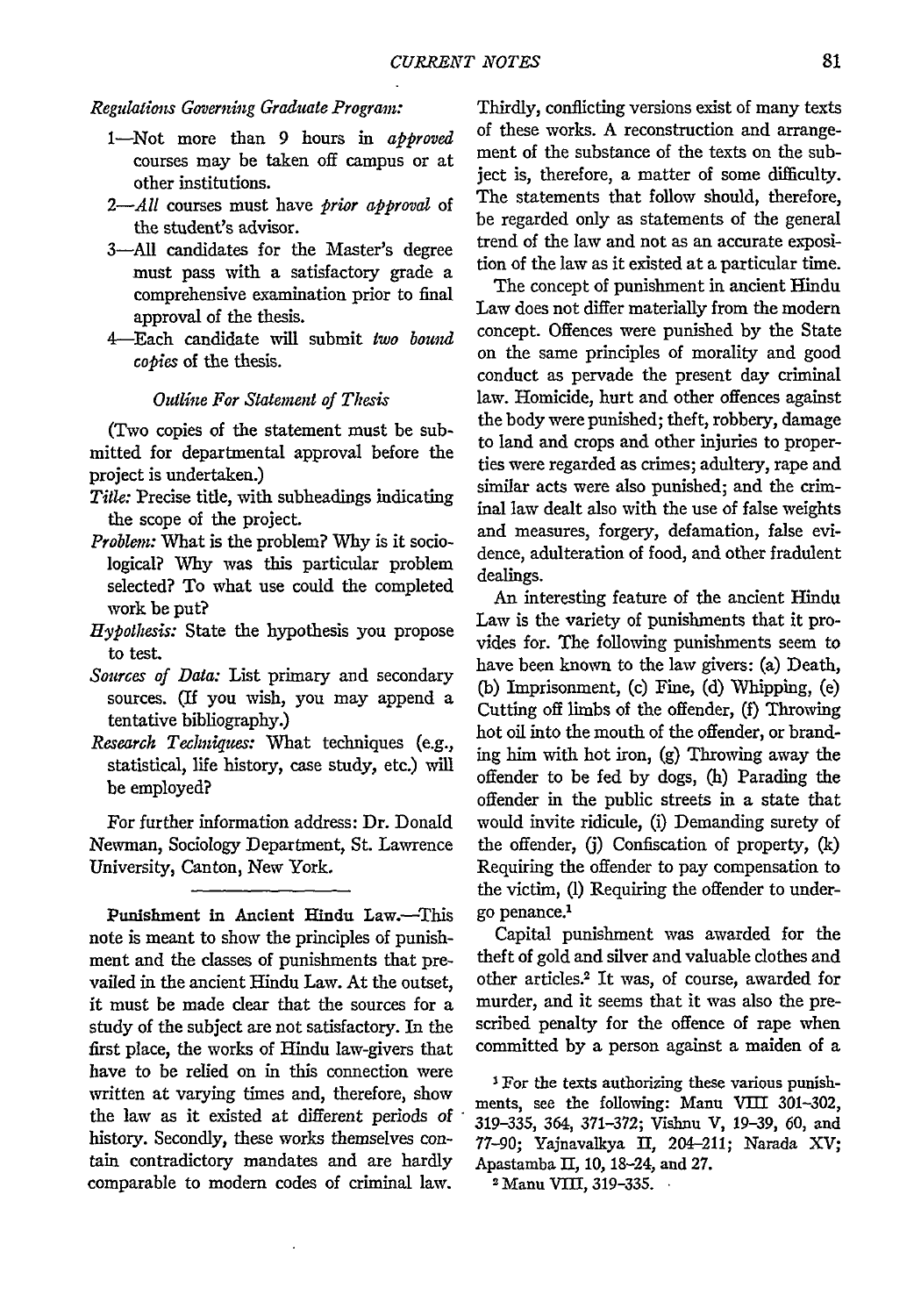*Regulations Governing Graduate Program:*

1—Not more than 9 hours in *approved* courses may be taken off campus or at other institutions.

2—*All* courses must have *prior approval* of the student's advisor.

3—All candidates for the Master's degree must pass with a satisfactory grade a comprehensive examination prior to final approval of the thesis.

4—Each candidate will submit *two bound copies* of the thesis.

*Outline For Statement of Thesis*

(Two copies of the statement must be submitted for departmental approval before the project is undertaken.)

*Title:* Precise title, with subheadings indicating the scope of the project.

*Problem:* What is the problem? Why is it sociological? Why was this particular problem selected? To what use could the completed work be put?

*Hypothesis:* State the hypothesis you propose to test.

*Sources of Data:* List primary and secondary sources. (If you wish, you may append a tentative bibliography.)

*Research Techniques:* What techniques (e.g., statistical, life history, case study, etc.) will be employed?

For further information address: Dr. Donald Newman, Sociology Department, St. Lawrence University, Canton, New York.

---

**Punishment in Ancient Hindu Law.**—This note is meant to show the principles of punishment and the classes of punishments that prevailed in the ancient Hindu Law. At the outset, it must be made clear that the sources for a study of the subject are not satisfactory. In the first place, the works of Hindu law-givers that have to be relied on in this connection were written at varying times and, therefore, show the law as it existed at different periods of history. Secondly, these works themselves contain contradictory mandates and are hardly comparable to modern codes of criminal law. Thirdly, conflicting versions exist of many texts of these works. A reconstruction and arrangement of the substance of the texts on the subject is, therefore, a matter of some difficulty. The statements that follow should, therefore, be regarded only as statements of the general trend of the law and not as an accurate exposition of the law as it existed at a particular time.

The concept of punishment in ancient Hindu Law does not differ materially from the modern concept. Offences were punished by the State on the same principles of morality and good conduct as pervade the present day criminal law. Homicide, hurt and other offences against the body were punished; theft, robbery, damage to land and crops and other injuries to properties were regarded as crimes; adultery, rape and similar acts were also punished; and the criminal law dealt also with the use of false weights and measures, forgery, defamation, false evidence, adulteration of food, and other fradulent dealings.

An interesting feature of the ancient Hindu Law is the variety of punishments that it provides for. The following punishments seem to have been known to the law givers: (a) Death, (b) Imprisonment, (c) Fine, (d) Whipping, (e) Cutting off limbs of the offender, (f) Throwing hot oil into the mouth of the offender, or branding him with hot iron, (g) Throwing away the offender to be fed by dogs, (h) Parading the offender in the public streets in a state that would invite ridicule, (i) Demanding surety of the offender, (j) Confiscation of property, (k) Requiring the offender to pay compensation to the victim, (l) Requiring the offender to undergo penance.[1]

Capital punishment was awarded for the theft of gold and silver and valuable clothes and other articles.[2] It was, of course, awarded for murder, and it seems that it was also the prescribed penalty for the offence of rape when committed by a person against a maiden of a

[1] For the texts authorizing these various punishments, see the following: Manu VIII 301–302, 319–335, 364, 371–372; Vishnu V, 19–39, 60, and 77–90; Yajnavalkya II, 204–211; Narada XV; Apastamba II, 10, 18–24, and 27.

[2] Manu VIII, 319–335.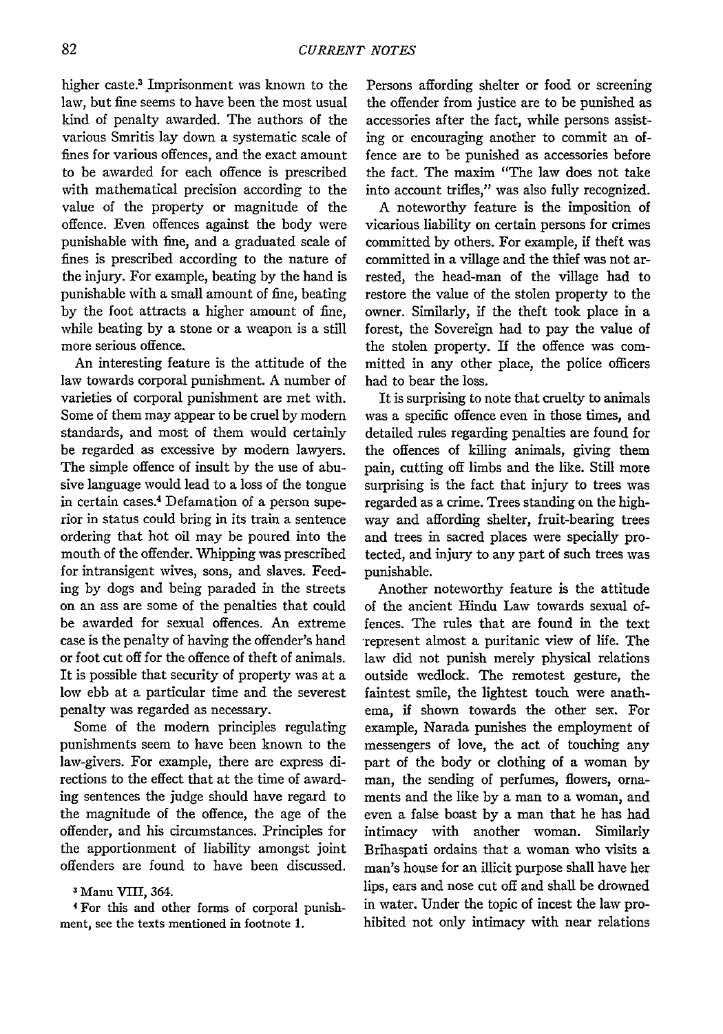higher caste.[3] Imprisonment was known to the law, but fine seems to have been the most usual kind of penalty awarded. The authors of the various Smritis lay down a systematic scale of fines for various offences, and the exact amount to be awarded for each offence is prescribed with mathematical precision according to the value of the property or magnitude of the offence. Even offences against the body were punishable with fine, and a graduated scale of fines is prescribed according to the nature of the injury. For example, beating by the hand is punishable with a small amount of fine, beating by the foot attracts a higher amount of fine, while beating by a stone or a weapon is a still more serious offence.

An interesting feature is the attitude of the law towards corporal punishment. A number of varieties of corporal punishment are met with. Some of them may appear to be cruel by modern standards, and most of them would certainly be regarded as excessive by modern lawyers. The simple offence of insult by the use of abusive language would lead to a loss of the tongue in certain cases.[4] Defamation of a person superior in status could bring in its train a sentence ordering that hot oil may be poured into the mouth of the offender. Whipping was prescribed for intransigent wives, sons, and slaves. Feeding by dogs and being paraded in the streets on an ass are some of the penalties that could be awarded for sexual offences. An extreme case is the penalty of having the offender's hand or foot cut off for the offence of theft of animals. It is possible that security of property was at a low ebb at a particular time and the severest penalty was regarded as necessary.

Some of the modern principles regulating punishments seem to have been known to the law-givers. For example, there are express directions to the effect that at the time of awarding sentences the judge should have regard to the magnitude of the offence, the age of the offender, and his circumstances. Principles for the apportionment of liability amongst joint offenders are found to have been discussed. Persons affording shelter or food or screening the offender from justice are to be punished as accessories after the fact, while persons assisting or encouraging another to commit an offence are to be punished as accessories before the fact. The maxim "The law does not take into account trifles," was also fully recognized.

A noteworthy feature is the imposition of vicarious liability on certain persons for crimes committed by others. For example, if theft was committed in a village and the thief was not arrested, the head-man of the village had to restore the value of the stolen property to the owner. Similarly, if the theft took place in a forest, the Sovereign had to pay the value of the stolen property. If the offence was committed in any other place, the police officers had to bear the loss.

It is surprising to note that cruelty to animals was a specific offence even in those times, and detailed rules regarding penalties are found for the offences of killing animals, giving them pain, cutting off limbs and the like. Still more surprising is the fact that injury to trees was regarded as a crime. Trees standing on the highway and affording shelter, fruit-bearing trees and trees in sacred places were specially protected, and injury to any part of such trees was punishable.

Another noteworthy feature is the attitude of the ancient Hindu Law towards sexual offences. The rules that are found in the text represent almost a puritanic view of life. The law did not punish merely physical relations outside wedlock. The remotest gesture, the faintest smile, the lightest touch were anathema, if shown towards the other sex. For example, Narada punishes the employment of messengers of love, the act of touching any part of the body or clothing of a woman by man, the sending of perfumes, flowers, ornaments and the like by a man to a woman, and even a false boast by a man that he has had intimacy with another woman. Similarly Brihaspati ordains that a woman who visits a man's house for an illicit purpose shall have her lips, ears and nose cut off and shall be drowned in water. Under the topic of incest the law prohibited not only intimacy with near relations

[3] Manu VIII, 364.

[4] For this and other forms of corporal punishment, see the texts mentioned in footnote 1.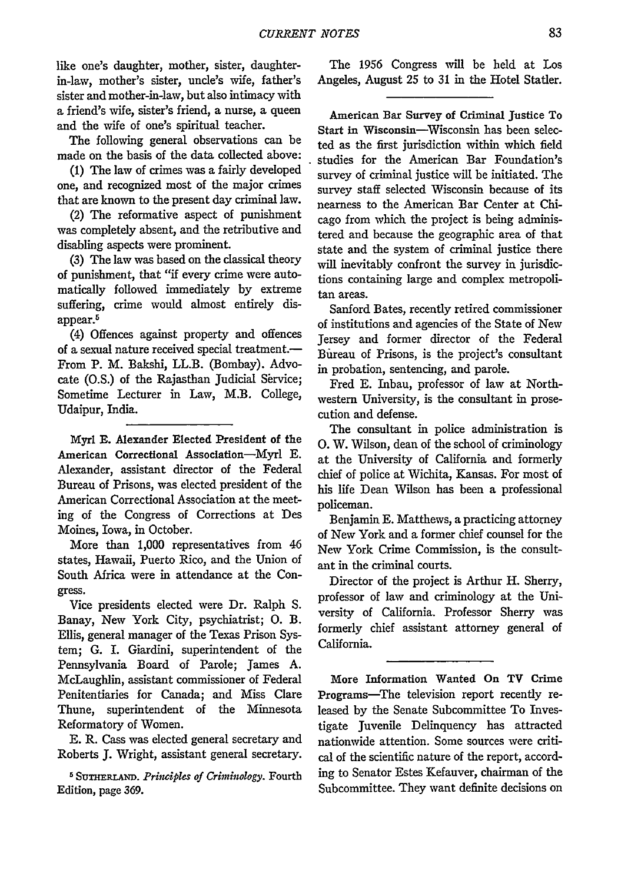like one's daughter, mother, sister, daughter-in-law, mother's sister, uncle's wife, father's sister and mother-in-law, but also intimacy with a friend's wife, sister's friend, a nurse, a queen and the wife of one's spiritual teacher.

The following general observations can be made on the basis of the data collected above:

(1) The law of crimes was a fairly developed one, and recognized most of the major crimes that are known to the present day criminal law.

(2) The reformative aspect of punishment was completely absent, and the retributive and disabling aspects were prominent.

(3) The law was based on the classical theory of punishment, that "if every crime were automatically followed immediately by extreme suffering, crime would almost entirely disappear.[5]

(4) Offences against property and offences of a sexual nature received special treatment.—From P. M. Bakshi, LL.B. (Bombay). Advocate (O.S.) of the Rajasthan Judicial Service; Sometime Lecturer in Law, M.B. College, Udaipur, India.

---

**Myrl E. Alexander Elected President of the American Correctional Association**—Myrl E. Alexander, assistant director of the Federal Bureau of Prisons, was elected president of the American Correctional Association at the meeting of the Congress of Corrections at Des Moines, Iowa, in October.

More than 1,000 representatives from 46 states, Hawaii, Puerto Rico, and the Union of South Africa were in attendance at the Congress.

Vice presidents elected were Dr. Ralph S. Banay, New York City, psychiatrist; O. B. Ellis, general manager of the Texas Prison System; G. I. Giardini, superintendent of the Pennsylvania Board of Parole; James A. McLaughlin, assistant commissioner of Federal Penitentiaries for Canada; and Miss Clare Thune, superintendent of the Minnesota Reformatory of Women.

E. R. Cass was elected general secretary and Roberts J. Wright, assistant general secretary.

[5] SUTHERLAND. *Principles of Criminology.* Fourth Edition, page 369.

The 1956 Congress will be held at Los Angeles, August 25 to 31 in the Hotel Statler.

---

**American Bar Survey of Criminal Justice To Start in Wisconsin**—Wisconsin has been selected as the first jurisdiction within which field studies for the American Bar Foundation's survey of criminal justice will be initiated. The survey staff selected Wisconsin because of its nearness to the American Bar Center at Chicago from which the project is being administered and because the geographic area of that state and the system of criminal justice there will inevitably confront the survey in jurisdictions containing large and complex metropolitan areas.

Sanford Bates, recently retired commissioner of institutions and agencies of the State of New Jersey and former director of the Federal Bureau of Prisons, is the project's consultant in probation, sentencing, and parole.

Fred E. Inbau, professor of law at Northwestern University, is the consultant in prosecution and defense.

The consultant in police administration is O. W. Wilson, dean of the school of criminology at the University of California and formerly chief of police at Wichita, Kansas. For most of his life Dean Wilson has been a professional policeman.

Benjamin E. Matthews, a practicing attorney of New York and a former chief counsel for the New York Crime Commission, is the consultant in the criminal courts.

Director of the project is Arthur H. Sherry, professor of law and criminology at the University of California. Professor Sherry was formerly chief assistant attorney general of California.

---

**More Information Wanted On TV Crime Programs**—The television report recently released by the Senate Subcommittee To Investigate Juvenile Delinquency has attracted nationwide attention. Some sources were critical of the scientific nature of the report, according to Senator Estes Kefauver, chairman of the Subcommittee. They want definite decisions on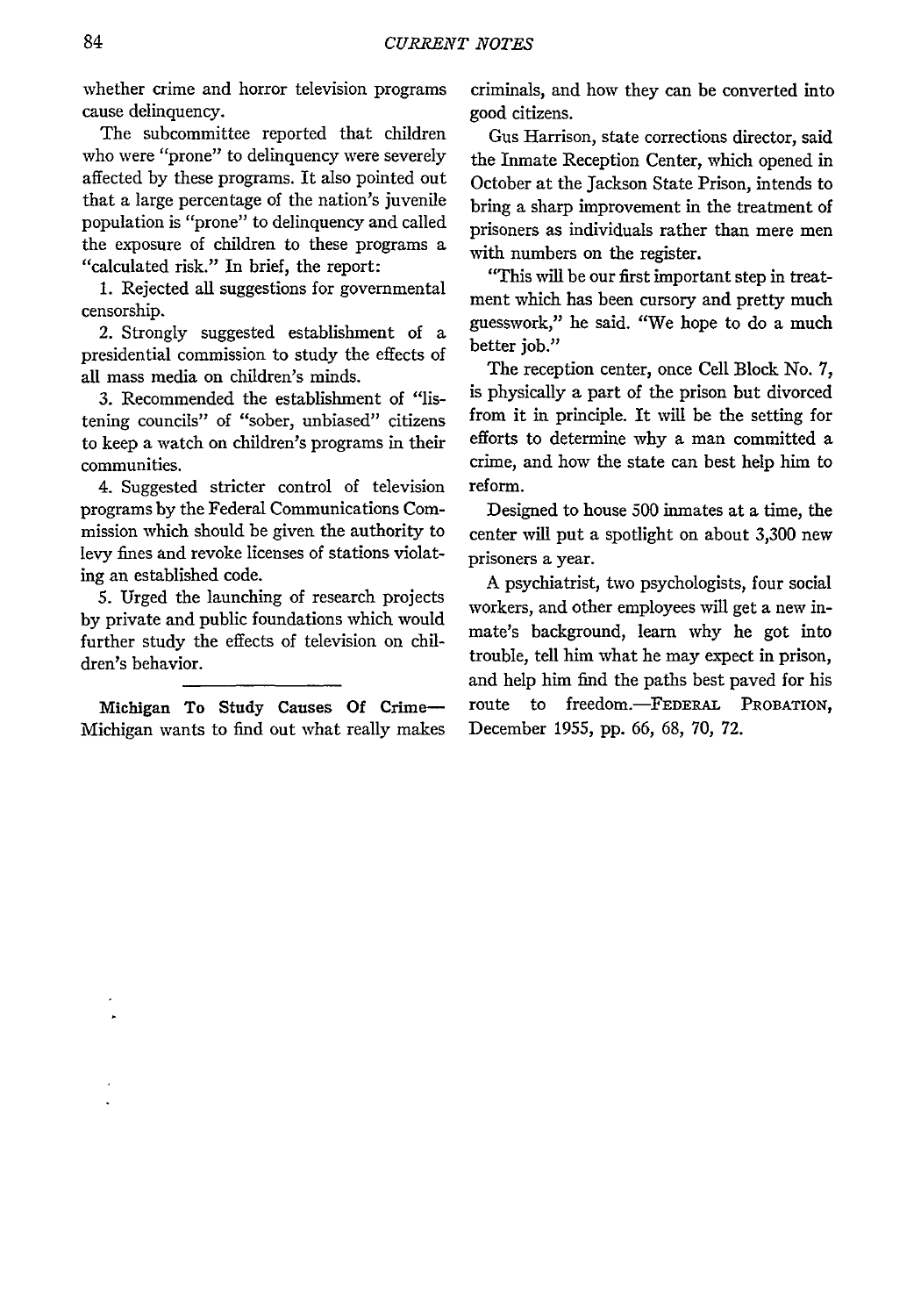whether crime and horror television programs cause delinquency.

The subcommittee reported that children who were "prone" to delinquency were severely affected by these programs. It also pointed out that a large percentage of the nation's juvenile population is "prone" to delinquency and called the exposure of children to these programs a "calculated risk." In brief, the report:

1. Rejected all suggestions for governmental censorship.
2. Strongly suggested establishment of a presidential commission to study the effects of all mass media on children's minds.
3. Recommended the establishment of "listening councils" of "sober, unbiased" citizens to keep a watch on children's programs in their communities.
4. Suggested stricter control of television programs by the Federal Communications Commission which should be given the authority to levy fines and revoke licenses of stations violating an established code.
5. Urged the launching of research projects by private and public foundations which would further study the effects of television on children's behavior.

---

**Michigan To Study Causes Of Crime**—Michigan wants to find out what really makes criminals, and how they can be converted into good citizens.

Gus Harrison, state corrections director, said the Inmate Reception Center, which opened in October at the Jackson State Prison, intends to bring a sharp improvement in the treatment of prisoners as individuals rather than mere men with numbers on the register.

"This will be our first important step in treatment which has been cursory and pretty much guesswork," he said. "We hope to do a much better job."

The reception center, once Cell Block No. 7, is physically a part of the prison but divorced from it in principle. It will be the setting for efforts to determine why a man committed a crime, and how the state can best help him to reform.

Designed to house 500 inmates at a time, the center will put a spotlight on about 3,300 new prisoners a year.

A psychiatrist, two psychologists, four social workers, and other employees will get a new inmate's background, learn why he got into trouble, tell him what he may expect in prison, and help him find the paths best paved for his route to freedom.—Federal Probation, December 1955, pp. 66, 68, 70, 72.